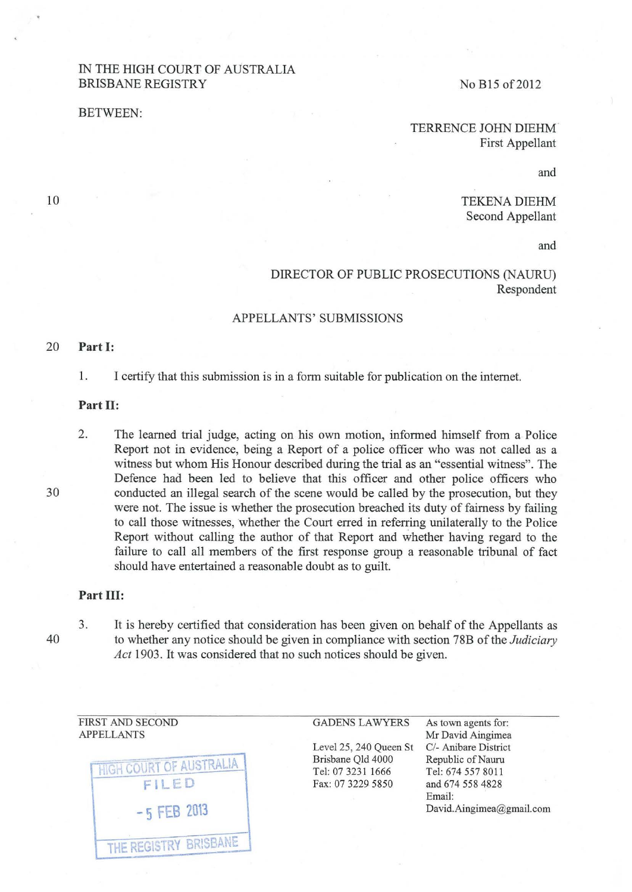IN THE HIGH COURT OF AUSTRALIA
BRISBANE REGISTRY

No B15 of 2012

BETWEEN:

TERRENCE JOHN DIEHM
First Appellant

and

TEKENA DIEHM
Second Appellant

and

DIRECTOR OF PUBLIC PROSECUTIONS (NAURU)
Respondent

APPELLANTS' SUBMISSIONS

**Part I:**

1. I certify that this submission is in a form suitable for publication on the internet.

**Part II:**

2. The learned trial judge, acting on his own motion, informed himself from a Police Report not in evidence, being a Report of a police officer who was not called as a witness but whom His Honour described during the trial as an "essential witness". The Defence had been led to believe that this officer and other police officers who conducted an illegal search of the scene would be called by the prosecution, but they were not. The issue is whether the prosecution breached its duty of fairness by failing to call those witnesses, whether the Court erred in referring unilaterally to the Police Report without calling the author of that Report and whether having regard to the failure to call all members of the first response group a reasonable tribunal of fact should have entertained a reasonable doubt as to guilt.

**Part III:**

3. It is hereby certified that consideration has been given on behalf of the Appellants as to whether any notice should be given in compliance with section 78B of the *Judiciary Act* 1903. It was considered that no such notices should be given.

FIRST AND SECOND APPELLANTS

GADENS LAWYERS
Level 25, 240 Queen St
Brisbane Qld 4000
Tel: 07 3231 1666
Fax: 07 3229 5850

As town agents for:
Mr David Aingimea
C/- Anibare District
Republic of Nauru
Tel: 674 557 8011
and 674 558 4828
Email:
David.Aingimea@gmail.com

HIGH COURT OF AUSTRALIA
FILED
-5 FEB 2013
THE REGISTRY BRISBANE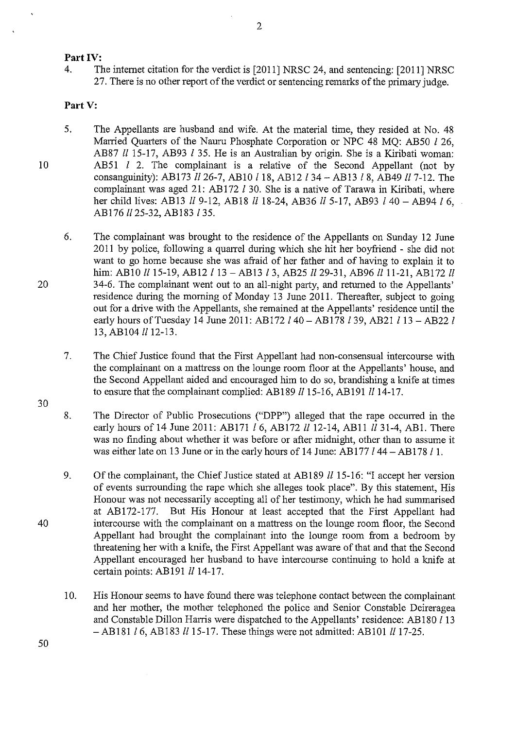**Part IV:**

4. The internet citation for the verdict is [2011] NRSC 24, and sentencing: [2011] NRSC 27. There is no other report of the verdict or sentencing remarks of the primary judge.

**Part V:**

5. The Appellants are husband and wife. At the material time, they resided at No. 48 Married Quarters of the Nauru Phosphate Corporation or NPC 48 MQ: AB50 *l* 26, AB87 *ll* 15-17, AB93 *l* 35. He is an Australian by origin. She is a Kiribati woman: AB51 *l* 2. The complainant is a relative of the Second Appellant (not by consanguinity): AB173 *ll* 26-7, AB10 *l* 18, AB12 *l* 34 – AB13 *l* 8, AB49 *ll* 7-12. The complainant was aged 21: AB172 *l* 30. She is a native of Tarawa in Kiribati, where her child lives: AB13 *ll* 9-12, AB18 *ll* 18-24, AB36 *ll* 5-17, AB93 *l* 40 – AB94 *l* 6, AB176 *ll* 25-32, AB183 *l* 35.

6. The complainant was brought to the residence of the Appellants on Sunday 12 June 2011 by police, following a quarrel during which she hit her boyfriend - she did not want to go home because she was afraid of her father and of having to explain it to him: AB10 *ll* 15-19, AB12 *l* 13 – AB13 *l* 3, AB25 *ll* 29-31, AB96 *ll* 11-21, AB172 *ll* 34-6. The complainant went out to an all-night party, and returned to the Appellants' residence during the morning of Monday 13 June 2011. Thereafter, subject to going out for a drive with the Appellants, she remained at the Appellants' residence until the early hours of Tuesday 14 June 2011: AB172 *l* 40 – AB178 *l* 39, AB21 *l* 13 – AB22 *l* 13, AB104 *ll* 12-13.

7. The Chief Justice found that the First Appellant had non-consensual intercourse with the complainant on a mattress on the lounge room floor at the Appellants' house, and the Second Appellant aided and encouraged him to do so, brandishing a knife at times to ensure that the complainant complied: AB189 *ll* 15-16, AB191 *ll* 14-17.

8. The Director of Public Prosecutions ("DPP") alleged that the rape occurred in the early hours of 14 June 2011: AB171 *l* 6, AB172 *ll* 12-14, AB11 *ll* 31-4, AB1. There was no finding about whether it was before or after midnight, other than to assume it was either late on 13 June or in the early hours of 14 June: AB177 *l* 44 – AB178 *l* 1.

9. Of the complainant, the Chief Justice stated at AB189 *ll* 15-16: "I accept her version of events surrounding the rape which she alleges took place". By this statement, His Honour was not necessarily accepting all of her testimony, which he had summarised at AB172-177. But His Honour at least accepted that the First Appellant had intercourse with the complainant on a mattress on the lounge room floor, the Second Appellant had brought the complainant into the lounge room from a bedroom by threatening her with a knife, the First Appellant was aware of that and that the Second Appellant encouraged her husband to have intercourse continuing to hold a knife at certain points: AB191 *ll* 14-17.

10. His Honour seems to have found there was telephone contact between the complainant and her mother, the mother telephoned the police and Senior Constable Deireragea and Constable Dillon Harris were dispatched to the Appellants' residence: AB180 *l* 13 – AB181 *l* 6, AB183 *ll* 15-17. These things were not admitted: AB101 *ll* 17-25.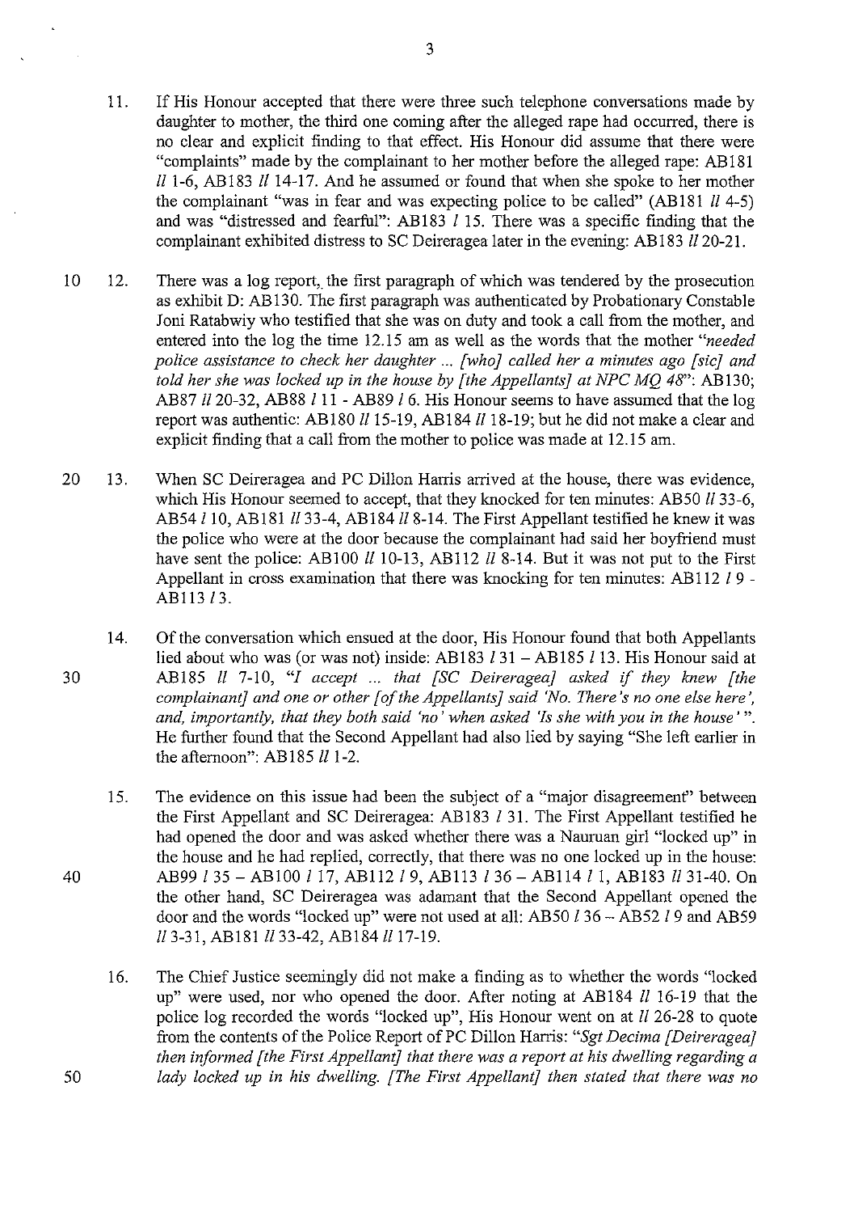11. If His Honour accepted that there were three such telephone conversations made by daughter to mother, the third one coming after the alleged rape had occurred, there is no clear and explicit finding to that effect. His Honour did assume that there were "complaints" made by the complainant to her mother before the alleged rape: AB181 *ll* 1-6, AB183 *ll* 14-17. And he assumed or found that when she spoke to her mother the complainant "was in fear and was expecting police to be called" (AB181 *ll* 4-5) and was "distressed and fearful": AB183 *l* 15. There was a specific finding that the complainant exhibited distress to SC Deireragea later in the evening: AB183 *ll* 20-21.

12. There was a log report, the first paragraph of which was tendered by the prosecution as exhibit D: AB130. The first paragraph was authenticated by Probationary Constable Joni Ratabwiy who testified that she was on duty and took a call from the mother, and entered into the log the time 12.15 am as well as the words that the mother "*needed police assistance to check her daughter ... [who] called her a minutes ago [sic] and told her she was locked up in the house by [the Appellants] at NPC MQ 48*": AB130; AB87 *ll* 20-32, AB88 *l* 11 - AB89 *l* 6. His Honour seems to have assumed that the log report was authentic: AB180 *ll* 15-19, AB184 *ll* 18-19; but he did not make a clear and explicit finding that a call from the mother to police was made at 12.15 am.

13. When SC Deireragea and PC Dillon Harris arrived at the house, there was evidence, which His Honour seemed to accept, that they knocked for ten minutes: AB50 *ll* 33-6, AB54 *l* 10, AB181 *ll* 33-4, AB184 *ll* 8-14. The First Appellant testified he knew it was the police who were at the door because the complainant had said her boyfriend must have sent the police: AB100 *ll* 10-13, AB112 *ll* 8-14. But it was not put to the First Appellant in cross examination that there was knocking for ten minutes: AB112 *l* 9 - AB113 *l* 3.

14. Of the conversation which ensued at the door, His Honour found that both Appellants lied about who was (or was not) inside: AB183 *l* 31 – AB185 *l* 13. His Honour said at AB185 *ll* 7-10, "*I accept ... that [SC Deireragea] asked if they knew [the complainant] and one or other [of the Appellants] said 'No. There's no one else here', and, importantly, that they both said 'no' when asked 'Is she with you in the house'* ". He further found that the Second Appellant had also lied by saying "She left earlier in the afternoon": AB185 *ll* 1-2.

15. The evidence on this issue had been the subject of a "major disagreement" between the First Appellant and SC Deireragea: AB183 *l* 31. The First Appellant testified he had opened the door and was asked whether there was a Nauruan girl "locked up" in the house and he had replied, correctly, that there was no one locked up in the house: AB99 *l* 35 – AB100 *l* 17, AB112 *l* 9, AB113 *l* 36 – AB114 *l* 1, AB183 *ll* 31-40. On the other hand, SC Deireragea was adamant that the Second Appellant opened the door and the words "locked up" were not used at all: AB50 *l* 36 – AB52 *l* 9 and AB59 *ll* 3-31, AB181 *ll* 33-42, AB184 *ll* 17-19.

16. The Chief Justice seemingly did not make a finding as to whether the words "locked up" were used, nor who opened the door. After noting at AB184 *ll* 16-19 that the police log recorded the words "locked up", His Honour went on at *ll* 26-28 to quote from the contents of the Police Report of PC Dillon Harris: "*Sgt Decima [Deireragea] then informed [the First Appellant] that there was a report at his dwelling regarding a lady locked up in his dwelling. [The First Appellant] then stated that there was no*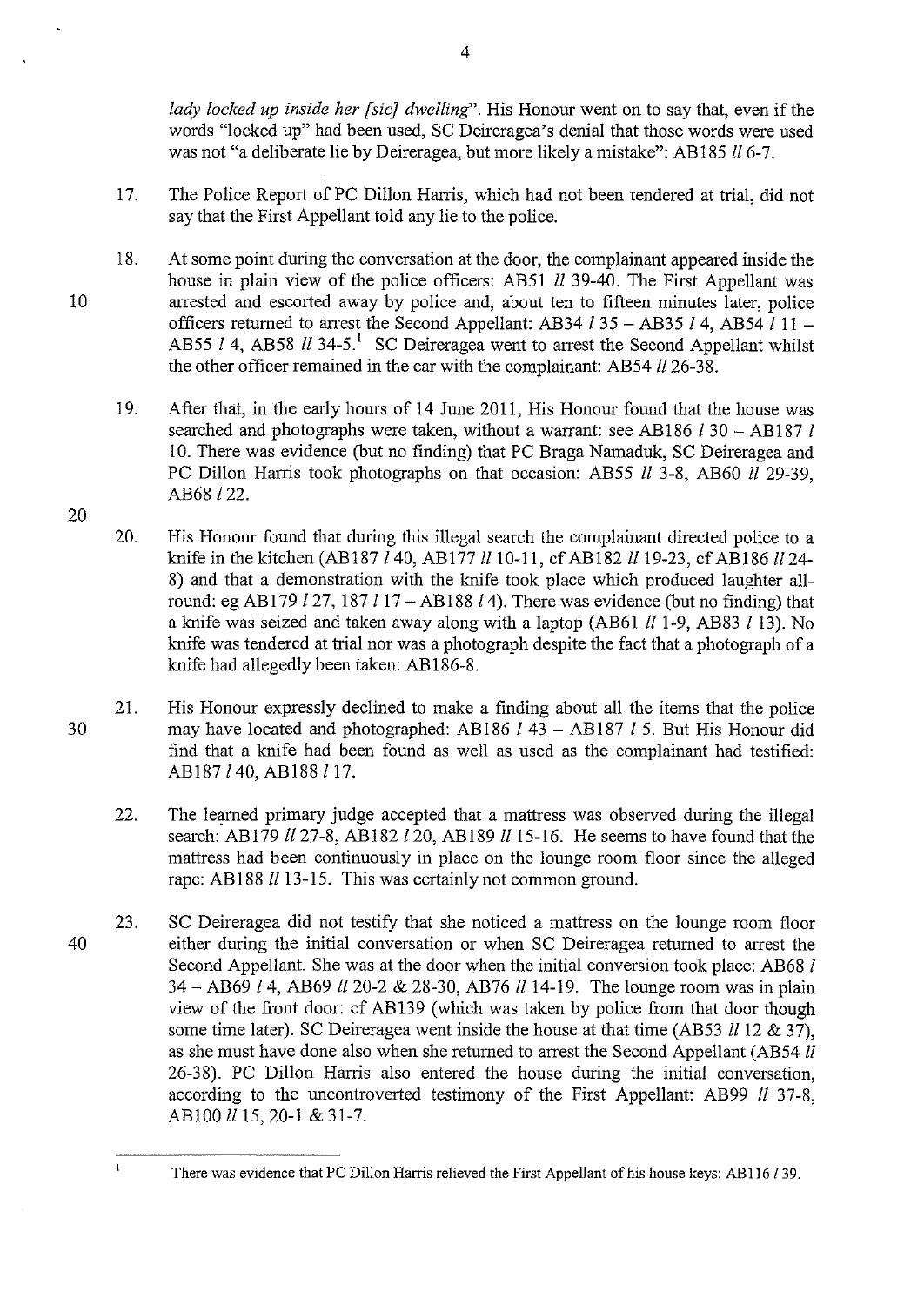*lady locked up inside her [sic] dwelling*". His Honour went on to say that, even if the words "locked up" had been used, SC Deireragea's denial that those words were used was not "a deliberate lie by Deireragea, but more likely a mistake": AB185 *ll* 6-7.

17. The Police Report of PC Dillon Harris, which had not been tendered at trial, did not say that the First Appellant told any lie to the police.

18. At some point during the conversation at the door, the complainant appeared inside the house in plain view of the police officers: AB51 *ll* 39-40. The First Appellant was arrested and escorted away by police and, about ten to fifteen minutes later, police officers returned to arrest the Second Appellant: AB34 *l* 35 – AB35 *l* 4, AB54 *l* 11 – AB55 *l* 4, AB58 *ll* 34-5.[1] SC Deireragea went to arrest the Second Appellant whilst the other officer remained in the car with the complainant: AB54 *ll* 26-38.

19. After that, in the early hours of 14 June 2011, His Honour found that the house was searched and photographs were taken, without a warrant: see AB186 *l* 30 – AB187 *l* 10. There was evidence (but no finding) that PC Braga Namaduk, SC Deireragea and PC Dillon Harris took photographs on that occasion: AB55 *ll* 3-8, AB60 *ll* 29-39, AB68 *l* 22.

20. His Honour found that during this illegal search the complainant directed police to a knife in the kitchen (AB187 *l* 40, AB177 *ll* 10-11, cf AB182 *ll* 19-23, cf AB186 *ll* 24-8) and that a demonstration with the knife took place which produced laughter all-round: eg AB179 *l* 27, 187 *l* 17 – AB188 *l* 4). There was evidence (but no finding) that a knife was seized and taken away along with a laptop (AB61 *ll* 1-9, AB83 *l* 13). No knife was tendered at trial nor was a photograph despite the fact that a photograph of a knife had allegedly been taken: AB186-8.

21. His Honour expressly declined to make a finding about all the items that the police may have located and photographed: AB186 *l* 43 – AB187 *l* 5. But His Honour did find that a knife had been found as well as used as the complainant had testified: AB187 *l* 40, AB188 *l* 17.

22. The learned primary judge accepted that a mattress was observed during the illegal search: AB179 *ll* 27-8, AB182 *l* 20, AB189 *ll* 15-16. He seems to have found that the mattress had been continuously in place on the lounge room floor since the alleged rape: AB188 *ll* 13-15. This was certainly not common ground.

23. SC Deireragea did not testify that she noticed a mattress on the lounge room floor either during the initial conversation or when SC Deireragea returned to arrest the Second Appellant. She was at the door when the initial conversion took place: AB68 *l* 34 – AB69 *l* 4, AB69 *ll* 20-2 & 28-30, AB76 *ll* 14-19. The lounge room was in plain view of the front door: cf AB139 (which was taken by police from that door though some time later). SC Deireragea went inside the house at that time (AB53 *ll* 12 & 37), as she must have done also when she returned to arrest the Second Appellant (AB54 *ll* 26-38). PC Dillon Harris also entered the house during the initial conversation, according to the uncontroverted testimony of the First Appellant: AB99 *ll* 37-8, AB100 *ll* 15, 20-1 & 31-7.

[1] There was evidence that PC Dillon Harris relieved the First Appellant of his house keys: AB116 *l* 39.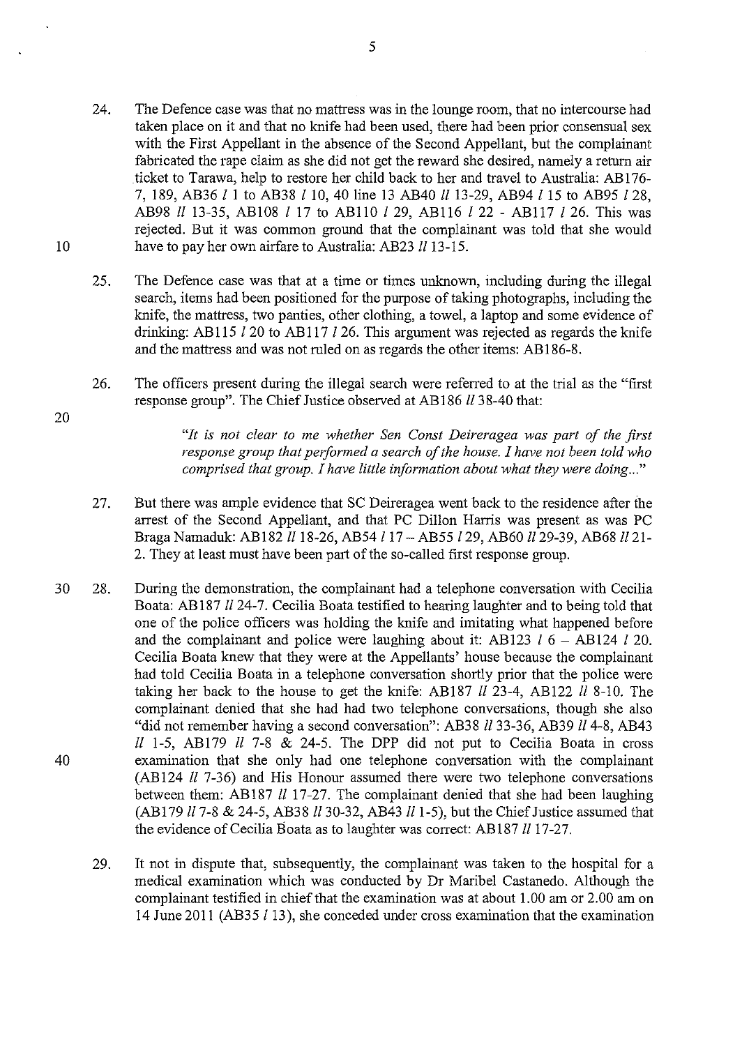24. The Defence case was that no mattress was in the lounge room, that no intercourse had taken place on it and that no knife had been used, there had been prior consensual sex with the First Appellant in the absence of the Second Appellant, but the complainant fabricated the rape claim as she did not get the reward she desired, namely a return air ticket to Tarawa, help to restore her child back to her and travel to Australia: AB176-7, 189, AB36 *l* 1 to AB38 *l* 10, 40 line 13 AB40 *ll* 13-29, AB94 *l* 15 to AB95 *l* 28, AB98 *ll* 13-35, AB108 *l* 17 to AB110 *l* 29, AB116 *l* 22 - AB117 *l* 26. This was rejected. But it was common ground that the complainant was told that she would have to pay her own airfare to Australia: AB23 *ll* 13-15.

25. The Defence case was that at a time or times unknown, including during the illegal search, items had been positioned for the purpose of taking photographs, including the knife, the mattress, two panties, other clothing, a towel, a laptop and some evidence of drinking: AB115 *l* 20 to AB117 *l* 26. This argument was rejected as regards the knife and the mattress and was not ruled on as regards the other items: AB186-8.

26. The officers present during the illegal search were referred to at the trial as the "first response group". The Chief Justice observed at AB186 *ll* 38-40 that:

> *"It is not clear to me whether Sen Const Deireragea was part of the first response group that performed a search of the house. I have not been told who comprised that group. I have little information about what they were doing..."*

27. But there was ample evidence that SC Deireragea went back to the residence after the arrest of the Second Appellant, and that PC Dillon Harris was present as was PC Braga Namaduk: AB182 *ll* 18-26, AB54 *l* 17 – AB55 *l* 29, AB60 *ll* 29-39, AB68 *ll* 21-2. They at least must have been part of the so-called first response group.

28. During the demonstration, the complainant had a telephone conversation with Cecilia Boata: AB187 *ll* 24-7. Cecilia Boata testified to hearing laughter and to being told that one of the police officers was holding the knife and imitating what happened before and the complainant and police were laughing about it: AB123 *l* 6 – AB124 *l* 20. Cecilia Boata knew that they were at the Appellants' house because the complainant had told Cecilia Boata in a telephone conversation shortly prior that the police were taking her back to the house to get the knife: AB187 *ll* 23-4, AB122 *ll* 8-10. The complainant denied that she had had two telephone conversations, though she also "did not remember having a second conversation": AB38 *ll* 33-36, AB39 *ll* 4-8, AB43 *ll* 1-5, AB179 *ll* 7-8 & 24-5. The DPP did not put to Cecilia Boata in cross examination that she only had one telephone conversation with the complainant (AB124 *ll* 7-36) and His Honour assumed there were two telephone conversations between them: AB187 *ll* 17-27. The complainant denied that she had been laughing (AB179 *ll* 7-8 & 24-5, AB38 *ll* 30-32, AB43 *ll* 1-5), but the Chief Justice assumed that the evidence of Cecilia Boata as to laughter was correct: AB187 *ll* 17-27.

29. It not in dispute that, subsequently, the complainant was taken to the hospital for a medical examination which was conducted by Dr Maribel Castanedo. Although the complainant testified in chief that the examination was at about 1.00 am or 2.00 am on 14 June 2011 (AB35 *l* 13), she conceded under cross examination that the examination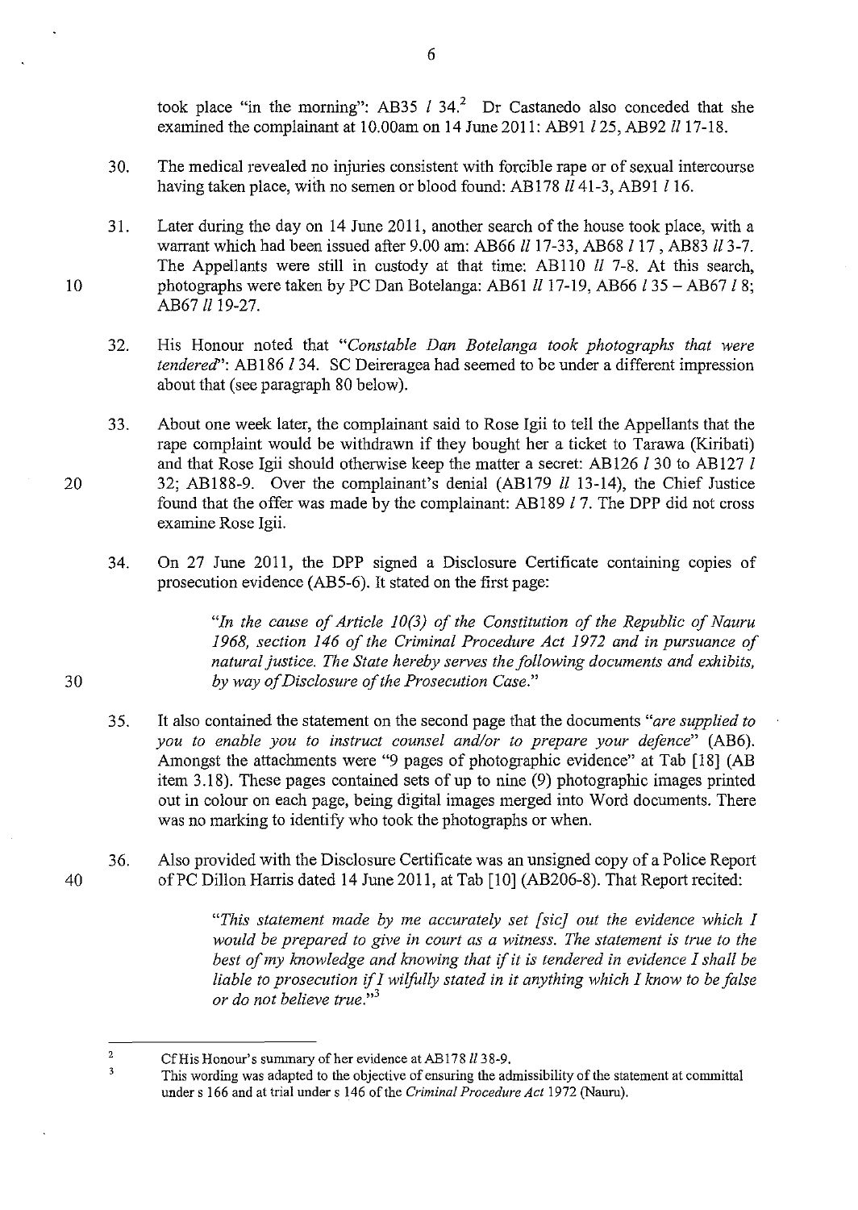took place "in the morning": AB35 *l* 34.[2] Dr Castanedo also conceded that she examined the complainant at 10.00am on 14 June 2011: AB91 *l* 25, AB92 *ll* 17-18.

30. The medical revealed no injuries consistent with forcible rape or of sexual intercourse having taken place, with no semen or blood found: AB178 *ll* 41-3, AB91 *l* 16.

31. Later during the day on 14 June 2011, another search of the house took place, with a warrant which had been issued after 9.00 am: AB66 *ll* 17-33, AB68 *l* 17 , AB83 *ll* 3-7. The Appellants were still in custody at that time: AB110 *ll* 7-8. At this search, photographs were taken by PC Dan Botelanga: AB61 *ll* 17-19, AB66 *l* 35 – AB67 *l* 8; AB67 *ll* 19-27.

32. His Honour noted that *"Constable Dan Botelanga took photographs that were tendered"*: AB186 *l* 34. SC Deireragea had seemed to be under a different impression about that (see paragraph 80 below).

33. About one week later, the complainant said to Rose Igii to tell the Appellants that the rape complaint would be withdrawn if they bought her a ticket to Tarawa (Kiribati) and that Rose Igii should otherwise keep the matter a secret: AB126 *l* 30 to AB127 *l* 32; AB188-9. Over the complainant's denial (AB179 *ll* 13-14), the Chief Justice found that the offer was made by the complainant: AB189 *l* 7. The DPP did not cross examine Rose Igii.

34. On 27 June 2011, the DPP signed a Disclosure Certificate containing copies of prosecution evidence (AB5-6). It stated on the first page:

> *"In the cause of Article 10(3) of the Constitution of the Republic of Nauru 1968, section 146 of the Criminal Procedure Act 1972 and in pursuance of natural justice. The State hereby serves the following documents and exhibits, by way of Disclosure of the Prosecution Case."*

35. It also contained the statement on the second page that the documents *"are supplied to you to enable you to instruct counsel and/or to prepare your defence"* (AB6). Amongst the attachments were "9 pages of photographic evidence" at Tab [18] (AB item 3.18). These pages contained sets of up to nine (9) photographic images printed out in colour on each page, being digital images merged into Word documents. There was no marking to identify who took the photographs or when.

36. Also provided with the Disclosure Certificate was an unsigned copy of a Police Report of PC Dillon Harris dated 14 June 2011, at Tab [10] (AB206-8). That Report recited:

> *"This statement made by me accurately set [sic] out the evidence which I would be prepared to give in court as a witness. The statement is true to the best of my knowledge and knowing that if it is tendered in evidence I shall be liable to prosecution if I wilfully stated in it anything which I know to be false or do not believe true."*[3]

---

[2] Cf His Honour's summary of her evidence at AB178 *ll* 38-9.

[3] This wording was adapted to the objective of ensuring the admissibility of the statement at committal under s 166 and at trial under s 146 of the *Criminal Procedure Act* 1972 (Nauru).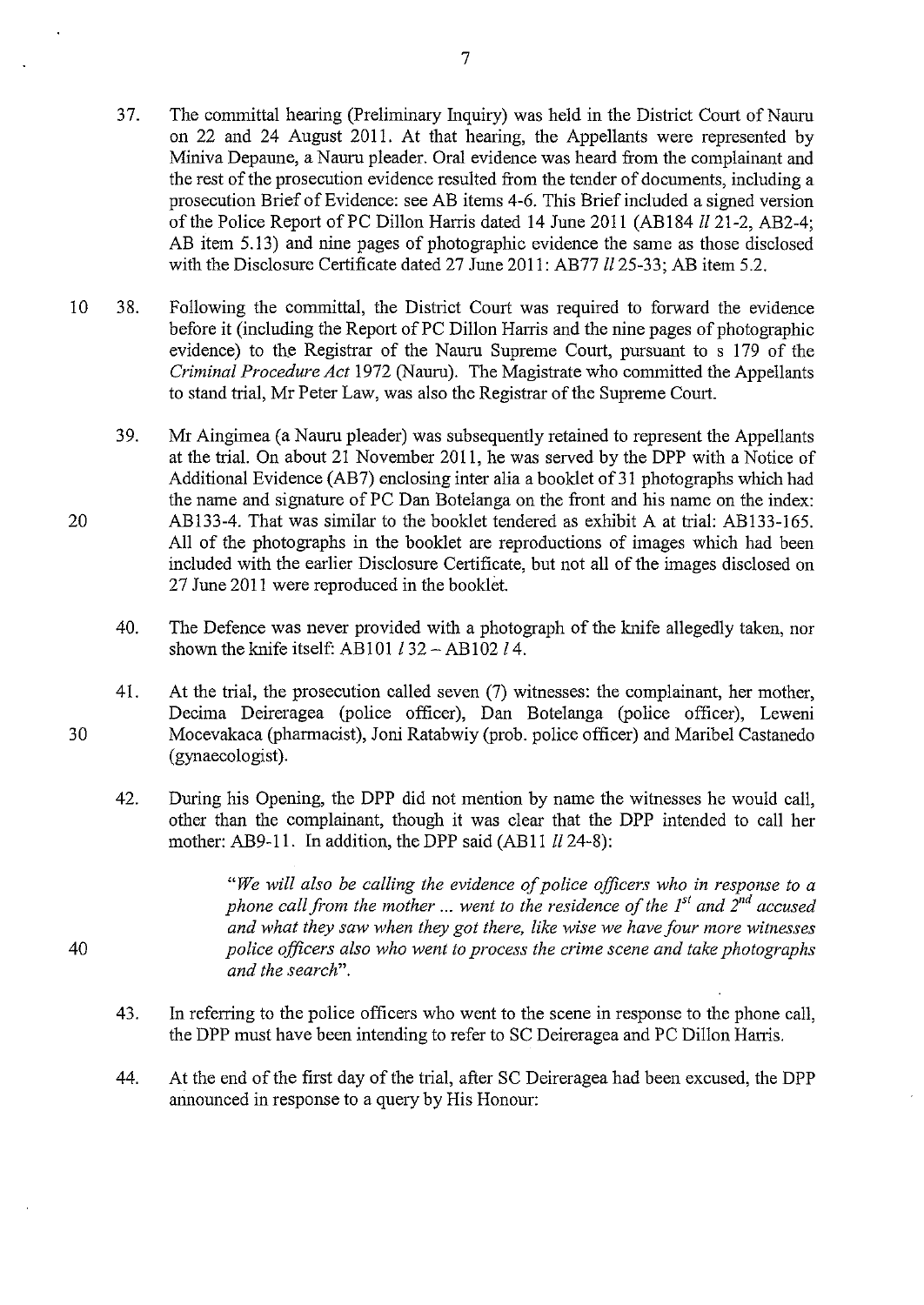37. The committal hearing (Preliminary Inquiry) was held in the District Court of Nauru on 22 and 24 August 2011. At that hearing, the Appellants were represented by Miniva Depaune, a Nauru pleader. Oral evidence was heard from the complainant and the rest of the prosecution evidence resulted from the tender of documents, including a prosecution Brief of Evidence: see AB items 4-6. This Brief included a signed version of the Police Report of PC Dillon Harris dated 14 June 2011 (AB184 *ll* 21-2, AB2-4; AB item 5.13) and nine pages of photographic evidence the same as those disclosed with the Disclosure Certificate dated 27 June 2011: AB77 *ll* 25-33; AB item 5.2.

38. Following the committal, the District Court was required to forward the evidence before it (including the Report of PC Dillon Harris and the nine pages of photographic evidence) to the Registrar of the Nauru Supreme Court, pursuant to s 179 of the *Criminal Procedure Act* 1972 (Nauru). The Magistrate who committed the Appellants to stand trial, Mr Peter Law, was also the Registrar of the Supreme Court.

39. Mr Aingimea (a Nauru pleader) was subsequently retained to represent the Appellants at the trial. On about 21 November 2011, he was served by the DPP with a Notice of Additional Evidence (AB7) enclosing inter alia a booklet of 31 photographs which had the name and signature of PC Dan Botelanga on the front and his name on the index: AB133-4. That was similar to the booklet tendered as exhibit A at trial: AB133-165. All of the photographs in the booklet are reproductions of images which had been included with the earlier Disclosure Certificate, but not all of the images disclosed on 27 June 2011 were reproduced in the booklet.

40. The Defence was never provided with a photograph of the knife allegedly taken, nor shown the knife itself: AB101 *l* 32 – AB102 *l* 4.

41. At the trial, the prosecution called seven (7) witnesses: the complainant, her mother, Decima Deireragea (police officer), Dan Botelanga (police officer), Leweni Mocevakaca (pharmacist), Joni Ratabwiy (prob. police officer) and Maribel Castanedo (gynaecologist).

42. During his Opening, the DPP did not mention by name the witnesses he would call, other than the complainant, though it was clear that the DPP intended to call her mother: AB9-11. In addition, the DPP said (AB11 *ll* 24-8):

> *"We will also be calling the evidence of police officers who in response to a phone call from the mother ... went to the residence of the 1st and 2nd accused and what they saw when they got there, like wise we have four more witnesses police officers also who went to process the crime scene and take photographs and the search".*

43. In referring to the police officers who went to the scene in response to the phone call, the DPP must have been intending to refer to SC Deireragea and PC Dillon Harris.

44. At the end of the first day of the trial, after SC Deireragea had been excused, the DPP announced in response to a query by His Honour: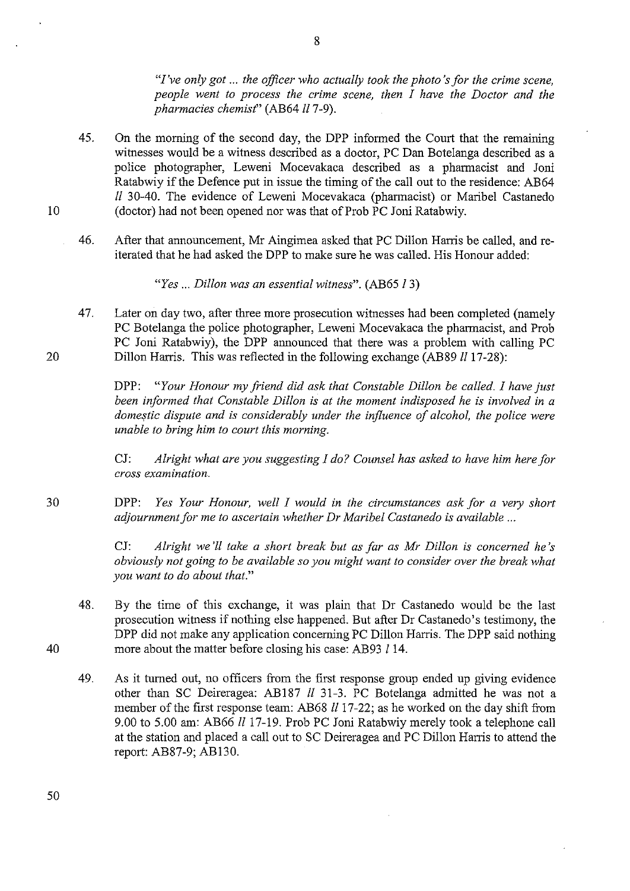*"I've only got ... the officer who actually took the photo's for the crime scene, people went to process the crime scene, then I have the Doctor and the pharmacies chemist"* (AB64 *ll* 7-9).

45. On the morning of the second day, the DPP informed the Court that the remaining witnesses would be a witness described as a doctor, PC Dan Botelanga described as a police photographer, Leweni Mocevakaca described as a pharmacist and Joni Ratabwiy if the Defence put in issue the timing of the call out to the residence: AB64 *ll* 30-40. The evidence of Leweni Mocevakaca (pharmacist) or Maribel Castanedo (doctor) had not been opened nor was that of Prob PC Joni Ratabwiy.

46. After that announcement, Mr Aingimea asked that PC Dillon Harris be called, and re-iterated that he had asked the DPP to make sure he was called. His Honour added:

    *"Yes ... Dillon was an essential witness".* (AB65 *l* 3)

47. Later on day two, after three more prosecution witnesses had been completed (namely PC Botelanga the police photographer, Leweni Mocevakaca the pharmacist, and Prob PC Joni Ratabwiy), the DPP announced that there was a problem with calling PC Dillon Harris. This was reflected in the following exchange (AB89 *ll* 17-28):

    DPP: *"Your Honour my friend did ask that Constable Dillon be called. I have just been informed that Constable Dillon is at the moment indisposed he is involved in a domestic dispute and is considerably under the influence of alcohol, the police were unable to bring him to court this morning.*

    CJ: *Alright what are you suggesting I do? Counsel has asked to have him here for cross examination.*

    DPP: *Yes Your Honour, well I would in the circumstances ask for a very short adjournment for me to ascertain whether Dr Maribel Castanedo is available ...*

    CJ: *Alright we'll take a short break but as far as Mr Dillon is concerned he's obviously not going to be available so you might want to consider over the break what you want to do about that."*

48. By the time of this exchange, it was plain that Dr Castanedo would be the last prosecution witness if nothing else happened. But after Dr Castanedo's testimony, the DPP did not make any application concerning PC Dillon Harris. The DPP said nothing more about the matter before closing his case: AB93 *l* 14.

49. As it turned out, no officers from the first response group ended up giving evidence other than SC Deireragea: AB187 *ll* 31-3. PC Botelanga admitted he was not a member of the first response team: AB68 *ll* 17-22; as he worked on the day shift from 9.00 to 5.00 am: AB66 *ll* 17-19. Prob PC Joni Ratabwiy merely took a telephone call at the station and placed a call out to SC Deireragea and PC Dillon Harris to attend the report: AB87-9; AB130.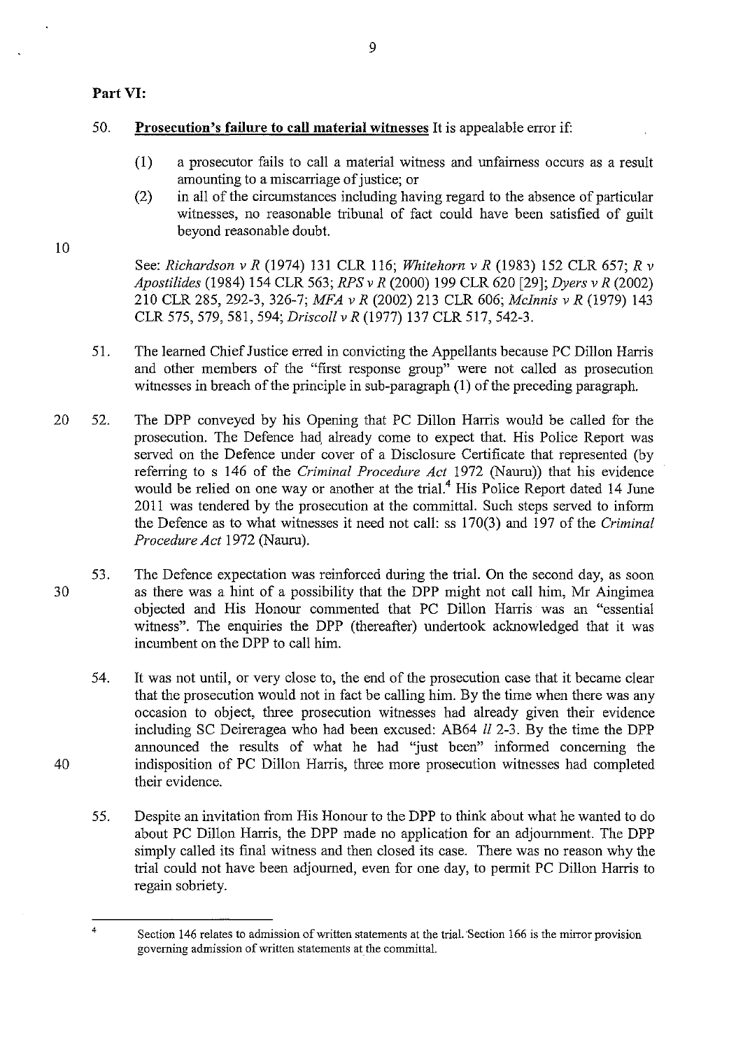**Part VI:**

50. **Prosecution's failure to call material witnesses** It is appealable error if:

    (1) a prosecutor fails to call a material witness and unfairness occurs as a result amounting to a miscarriage of justice; or

    (2) in all of the circumstances including having regard to the absence of particular witnesses, no reasonable tribunal of fact could have been satisfied of guilt beyond reasonable doubt.

    See: *Richardson v R* (1974) 131 CLR 116; *Whitehorn v R* (1983) 152 CLR 657; *R v Apostilides* (1984) 154 CLR 563; *RPS v R* (2000) 199 CLR 620 [29]; *Dyers v R* (2002) 210 CLR 285, 292-3, 326-7; *MFA v R* (2002) 213 CLR 606; *McInnis v R* (1979) 143 CLR 575, 579, 581, 594; *Driscoll v R* (1977) 137 CLR 517, 542-3.

51. The learned Chief Justice erred in convicting the Appellants because PC Dillon Harris and other members of the "first response group" were not called as prosecution witnesses in breach of the principle in sub-paragraph (1) of the preceding paragraph.

52. The DPP conveyed by his Opening that PC Dillon Harris would be called for the prosecution. The Defence had already come to expect that. His Police Report was served on the Defence under cover of a Disclosure Certificate that represented (by referring to s 146 of the *Criminal Procedure Act* 1972 (Nauru)) that his evidence would be relied on one way or another at the trial.[4] His Police Report dated 14 June 2011 was tendered by the prosecution at the committal. Such steps served to inform the Defence as to what witnesses it need not call: ss 170(3) and 197 of the *Criminal Procedure Act* 1972 (Nauru).

53. The Defence expectation was reinforced during the trial. On the second day, as soon as there was a hint of a possibility that the DPP might not call him, Mr Aingimea objected and His Honour commented that PC Dillon Harris was an "essential witness". The enquiries the DPP (thereafter) undertook acknowledged that it was incumbent on the DPP to call him.

54. It was not until, or very close to, the end of the prosecution case that it became clear that the prosecution would not in fact be calling him. By the time when there was any occasion to object, three prosecution witnesses had already given their evidence including SC Deireragea who had been excused: AB64 *ll* 2-3. By the time the DPP announced the results of what he had "just been" informed concerning the indisposition of PC Dillon Harris, three more prosecution witnesses had completed their evidence.

55. Despite an invitation from His Honour to the DPP to think about what he wanted to do about PC Dillon Harris, the DPP made no application for an adjournment. The DPP simply called its final witness and then closed its case. There was no reason why the trial could not have been adjourned, even for one day, to permit PC Dillon Harris to regain sobriety.

---

[4] Section 146 relates to admission of written statements at the trial. Section 166 is the mirror provision governing admission of written statements at the committal.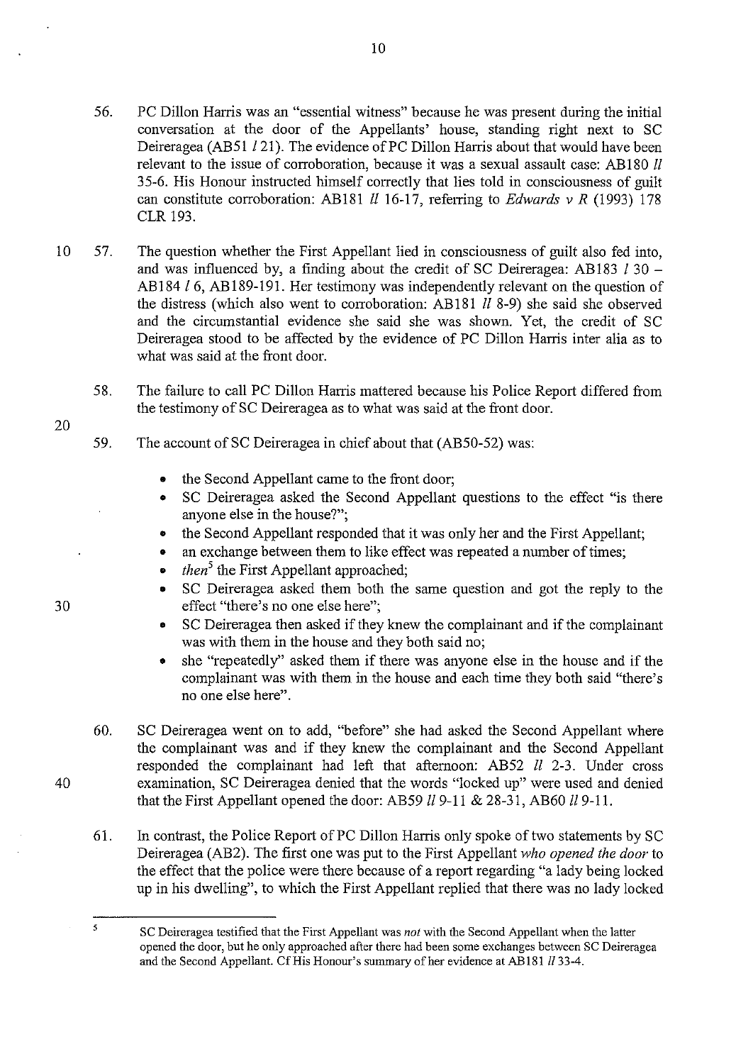56. PC Dillon Harris was an "essential witness" because he was present during the initial conversation at the door of the Appellants' house, standing right next to SC Deireragea (AB51 *l* 21). The evidence of PC Dillon Harris about that would have been relevant to the issue of corroboration, because it was a sexual assault case: AB180 *ll* 35-6. His Honour instructed himself correctly that lies told in consciousness of guilt can constitute corroboration: AB181 *ll* 16-17, referring to *Edwards v R* (1993) 178 CLR 193.

57. The question whether the First Appellant lied in consciousness of guilt also fed into, and was influenced by, a finding about the credit of SC Deireragea: AB183 *l* 30 – AB184 *l* 6, AB189-191. Her testimony was independently relevant on the question of the distress (which also went to corroboration: AB181 *ll* 8-9) she said she observed and the circumstantial evidence she said she was shown. Yet, the credit of SC Deireragea stood to be affected by the evidence of PC Dillon Harris inter alia as to what was said at the front door.

58. The failure to call PC Dillon Harris mattered because his Police Report differed from the testimony of SC Deireragea as to what was said at the front door.

59. The account of SC Deireragea in chief about that (AB50-52) was:

- the Second Appellant came to the front door;
- SC Deireragea asked the Second Appellant questions to the effect "is there anyone else in the house?";
- the Second Appellant responded that it was only her and the First Appellant;
- an exchange between them to like effect was repeated a number of times;
- *then*[5] the First Appellant approached;
- SC Deireragea asked them both the same question and got the reply to the effect "there's no one else here";
- SC Deireragea then asked if they knew the complainant and if the complainant was with them in the house and they both said no;
- she "repeatedly" asked them if there was anyone else in the house and if the complainant was with them in the house and each time they both said "there's no one else here".

60. SC Deireragea went on to add, "before" she had asked the Second Appellant where the complainant was and if they knew the complainant and the Second Appellant responded the complainant had left that afternoon: AB52 *ll* 2-3. Under cross examination, SC Deireragea denied that the words "locked up" were used and denied that the First Appellant opened the door: AB59 *ll* 9-11 & 28-31, AB60 *ll* 9-11.

61. In contrast, the Police Report of PC Dillon Harris only spoke of two statements by SC Deireragea (AB2). The first one was put to the First Appellant *who opened the door* to the effect that the police were there because of a report regarding "a lady being locked up in his dwelling", to which the First Appellant replied that there was no lady locked

---

[5] SC Deireragea testified that the First Appellant was *not* with the Second Appellant when the latter opened the door, but he only approached after there had been some exchanges between SC Deireragea and the Second Appellant. Cf His Honour's summary of her evidence at AB181 *ll* 33-4.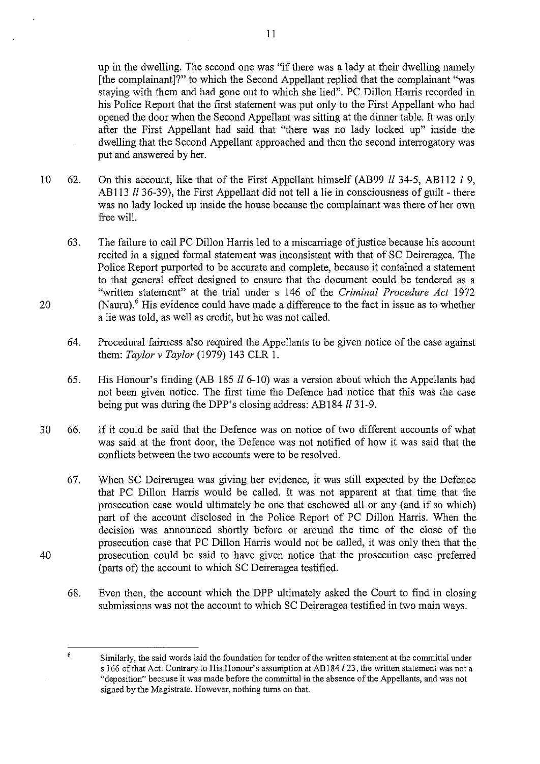up in the dwelling. The second one was "if there was a lady at their dwelling namely [the complainant]?" to which the Second Appellant replied that the complainant "was staying with them and had gone out to which she lied". PC Dillon Harris recorded in his Police Report that the first statement was put only to the First Appellant who had opened the door when the Second Appellant was sitting at the dinner table. It was only after the First Appellant had said that "there was no lady locked up" inside the dwelling that the Second Appellant approached and then the second interrogatory was put and answered by her.

62. On this account, like that of the First Appellant himself (AB99 *ll* 34-5, AB112 *l* 9, AB113 *ll* 36-39), the First Appellant did not tell a lie in consciousness of guilt - there was no lady locked up inside the house because the complainant was there of her own free will.

63. The failure to call PC Dillon Harris led to a miscarriage of justice because his account recited in a signed formal statement was inconsistent with that of SC Deireragea. The Police Report purported to be accurate and complete, because it contained a statement to that general effect designed to ensure that the document could be tendered as a "written statement" at the trial under s 146 of the *Criminal Procedure Act* 1972 (Nauru).[6] His evidence could have made a difference to the fact in issue as to whether a lie was told, as well as credit, but he was not called.

64. Procedural fairness also required the Appellants to be given notice of the case against them: *Taylor v Taylor* (1979) 143 CLR 1.

65. His Honour's finding (AB 185 *ll* 6-10) was a version about which the Appellants had not been given notice. The first time the Defence had notice that this was the case being put was during the DPP's closing address: AB184 *ll* 31-9.

66. If it could be said that the Defence was on notice of two different accounts of what was said at the front door, the Defence was not notified of how it was said that the conflicts between the two accounts were to be resolved.

67. When SC Deireragea was giving her evidence, it was still expected by the Defence that PC Dillon Harris would be called. It was not apparent at that time that the prosecution case would ultimately be one that eschewed all or any (and if so which) part of the account disclosed in the Police Report of PC Dillon Harris. When the decision was announced shortly before or around the time of the close of the prosecution case that PC Dillon Harris would not be called, it was only then that the prosecution could be said to have given notice that the prosecution case preferred (parts of) the account to which SC Deireragea testified.

68. Even then, the account which the DPP ultimately asked the Court to find in closing submissions was not the account to which SC Deireragea testified in two main ways.

---

[6] Similarly, the said words laid the foundation for tender of the written statement at the committal under s 166 of that Act. Contrary to His Honour's assumption at AB184 *l* 23, the written statement was not a "deposition" because it was made before the committal in the absence of the Appellants, and was not signed by the Magistrate. However, nothing turns on that.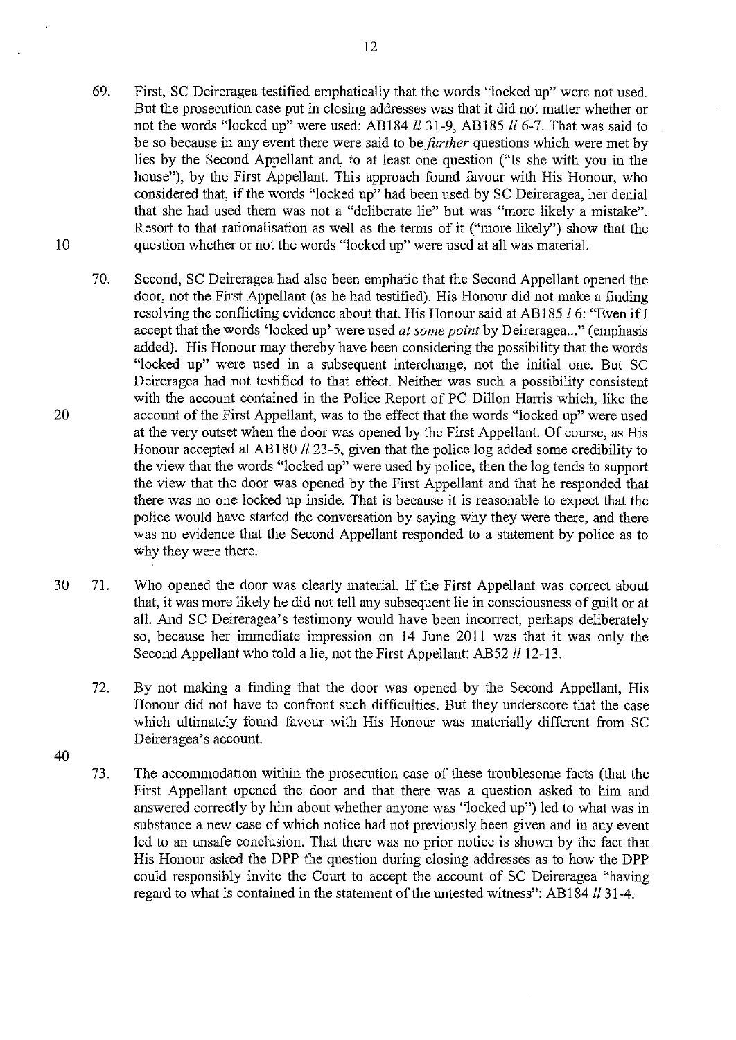69. First, SC Deireragea testified emphatically that the words "locked up" were not used. But the prosecution case put in closing addresses was that it did not matter whether or not the words "locked up" were used: AB184 *ll* 31-9, AB185 *ll* 6-7. That was said to be so because in any event there were said to be *further* questions which were met by lies by the Second Appellant and, to at least one question ("Is she with you in the house"), by the First Appellant. This approach found favour with His Honour, who considered that, if the words "locked up" had been used by SC Deireragea, her denial that she had used them was not a "deliberate lie" but was "more likely a mistake". Resort to that rationalisation as well as the terms of it ("more likely") show that the question whether or not the words "locked up" were used at all was material.

70. Second, SC Deireragea had also been emphatic that the Second Appellant opened the door, not the First Appellant (as he had testified). His Honour did not make a finding resolving the conflicting evidence about that. His Honour said at AB185 *l* 6: "Even if I accept that the words 'locked up' were used *at some point* by Deireragea..." (emphasis added). His Honour may thereby have been considering the possibility that the words "locked up" were used in a subsequent interchange, not the initial one. But SC Deireragea had not testified to that effect. Neither was such a possibility consistent with the account contained in the Police Report of PC Dillon Harris which, like the account of the First Appellant, was to the effect that the words "locked up" were used at the very outset when the door was opened by the First Appellant. Of course, as His Honour accepted at AB180 *ll* 23-5, given that the police log added some credibility to the view that the words "locked up" were used by police, then the log tends to support the view that the door was opened by the First Appellant and that he responded that there was no one locked up inside. That is because it is reasonable to expect that the police would have started the conversation by saying why they were there, and there was no evidence that the Second Appellant responded to a statement by police as to why they were there.

71. Who opened the door was clearly material. If the First Appellant was correct about that, it was more likely he did not tell any subsequent lie in consciousness of guilt or at all. And SC Deireragea's testimony would have been incorrect, perhaps deliberately so, because her immediate impression on 14 June 2011 was that it was only the Second Appellant who told a lie, not the First Appellant: AB52 *ll* 12-13.

72. By not making a finding that the door was opened by the Second Appellant, His Honour did not have to confront such difficulties. But they underscore that the case which ultimately found favour with His Honour was materially different from SC Deireragea's account.

73. The accommodation within the prosecution case of these troublesome facts (that the First Appellant opened the door and that there was a question asked to him and answered correctly by him about whether anyone was "locked up") led to what was in substance a new case of which notice had not previously been given and in any event led to an unsafe conclusion. That there was no prior notice is shown by the fact that His Honour asked the DPP the question during closing addresses as to how the DPP could responsibly invite the Court to accept the account of SC Deireragea "having regard to what is contained in the statement of the untested witness": AB184 *ll* 31-4.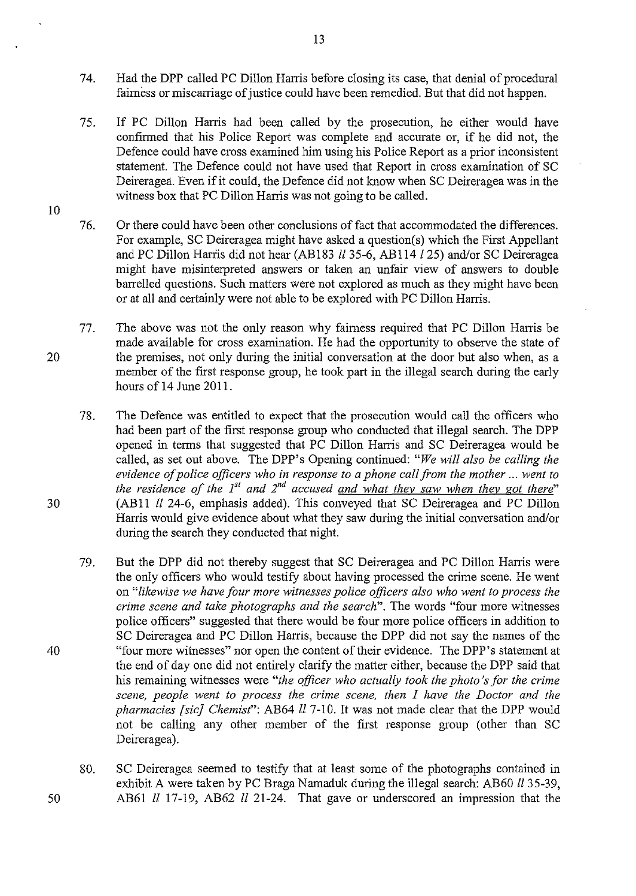74. Had the DPP called PC Dillon Harris before closing its case, that denial of procedural fairness or miscarriage of justice could have been remedied. But that did not happen.

75. If PC Dillon Harris had been called by the prosecution, he either would have confirmed that his Police Report was complete and accurate or, if he did not, the Defence could have cross examined him using his Police Report as a prior inconsistent statement. The Defence could not have used that Report in cross examination of SC Deireragea. Even if it could, the Defence did not know when SC Deireragea was in the witness box that PC Dillon Harris was not going to be called.

76. Or there could have been other conclusions of fact that accommodated the differences. For example, SC Deireragea might have asked a question(s) which the First Appellant and PC Dillon Harris did not hear (AB183 *ll* 35-6, AB114 *l* 25) and/or SC Deireragea might have misinterpreted answers or taken an unfair view of answers to double barrelled questions. Such matters were not explored as much as they might have been or at all and certainly were not able to be explored with PC Dillon Harris.

77. The above was not the only reason why fairness required that PC Dillon Harris be made available for cross examination. He had the opportunity to observe the state of the premises, not only during the initial conversation at the door but also when, as a member of the first response group, he took part in the illegal search during the early hours of 14 June 2011.

78. The Defence was entitled to expect that the prosecution would call the officers who had been part of the first response group who conducted that illegal search. The DPP opened in terms that suggested that PC Dillon Harris and SC Deireragea would be called, as set out above. The DPP's Opening continued: "*We will also be calling the evidence of police officers who in response to a phone call from the mother ... went to the residence of the 1st and 2nd accused <u>and what they saw when they got there</u>*" (AB11 *ll* 24-6, emphasis added). This conveyed that SC Deireragea and PC Dillon Harris would give evidence about what they saw during the initial conversation and/or during the search they conducted that night.

79. But the DPP did not thereby suggest that SC Deireragea and PC Dillon Harris were the only officers who would testify about having processed the crime scene. He went on "*likewise we have four more witnesses police officers also who went to process the crime scene and take photographs and the search*". The words "four more witnesses police officers" suggested that there would be four more police officers in addition to SC Deireragea and PC Dillon Harris, because the DPP did not say the names of the "four more witnesses" nor open the content of their evidence. The DPP's statement at the end of day one did not entirely clarify the matter either, because the DPP said that his remaining witnesses were "*the officer who actually took the photo's for the crime scene, people went to process the crime scene, then I have the Doctor and the pharmacies [sic] Chemist*": AB64 *ll* 7-10. It was not made clear that the DPP would not be calling any other member of the first response group (other than SC Deireragea).

80. SC Deireragea seemed to testify that at least some of the photographs contained in exhibit A were taken by PC Braga Namaduk during the illegal search: AB60 *ll* 35-39, AB61 *ll* 17-19, AB62 *ll* 21-24. That gave or underscored an impression that the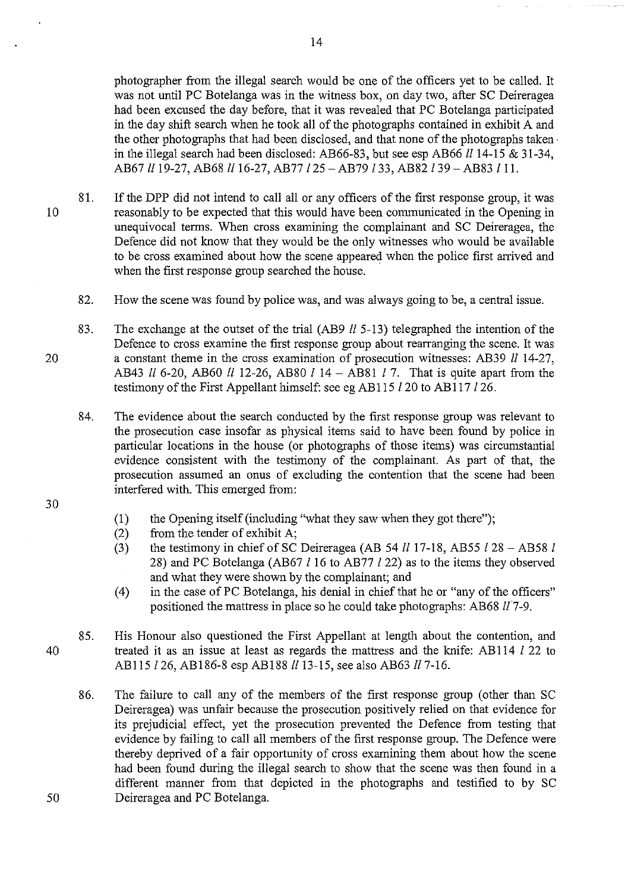photographer from the illegal search would be one of the officers yet to be called. It was not until PC Botelanga was in the witness box, on day two, after SC Deireragea had been excused the day before, that it was revealed that PC Botelanga participated in the day shift search when he took all of the photographs contained in exhibit A and the other photographs that had been disclosed, and that none of the photographs taken in the illegal search had been disclosed: AB66-83, but see esp AB66 *ll* 14-15 & 31-34, AB67 *ll* 19-27, AB68 *ll* 16-27, AB77 *l* 25 – AB79 *l* 33, AB82 *l* 39 – AB83 *l* 11.

81. If the DPP did not intend to call all or any officers of the first response group, it was reasonably to be expected that this would have been communicated in the Opening in unequivocal terms. When cross examining the complainant and SC Deireragea, the Defence did not know that they would be the only witnesses who would be available to be cross examined about how the scene appeared when the police first arrived and when the first response group searched the house.

82. How the scene was found by police was, and was always going to be, a central issue.

83. The exchange at the outset of the trial (AB9 *ll* 5-13) telegraphed the intention of the Defence to cross examine the first response group about rearranging the scene. It was a constant theme in the cross examination of prosecution witnesses: AB39 *ll* 14-27, AB43 *ll* 6-20, AB60 *ll* 12-26, AB80 *l* 14 – AB81 *l* 7. That is quite apart from the testimony of the First Appellant himself: see eg AB115 *l* 20 to AB117 *l* 26.

84. The evidence about the search conducted by the first response group was relevant to the prosecution case insofar as physical items said to have been found by police in particular locations in the house (or photographs of those items) was circumstantial evidence consistent with the testimony of the complainant. As part of that, the prosecution assumed an onus of excluding the contention that the scene had been interfered with. This emerged from:

    (1) the Opening itself (including "what they saw when they got there");
    (2) from the tender of exhibit A;
    (3) the testimony in chief of SC Deireragea (AB 54 *ll* 17-18, AB55 *l* 28 – AB58 *l* 28) and PC Botelanga (AB67 *l* 16 to AB77 *l* 22) as to the items they observed and what they were shown by the complainant; and
    (4) in the case of PC Botelanga, his denial in chief that he or "any of the officers" positioned the mattress in place so he could take photographs: AB68 *ll* 7-9.

85. His Honour also questioned the First Appellant at length about the contention, and treated it as an issue at least as regards the mattress and the knife: AB114 *l* 22 to AB115 *l* 26, AB186-8 esp AB188 *ll* 13-15, see also AB63 *ll* 7-16.

86. The failure to call any of the members of the first response group (other than SC Deireragea) was unfair because the prosecution positively relied on that evidence for its prejudicial effect, yet the prosecution prevented the Defence from testing that evidence by failing to call all members of the first response group. The Defence were thereby deprived of a fair opportunity of cross examining them about how the scene had been found during the illegal search to show that the scene was then found in a different manner from that depicted in the photographs and testified to by SC Deireragea and PC Botelanga.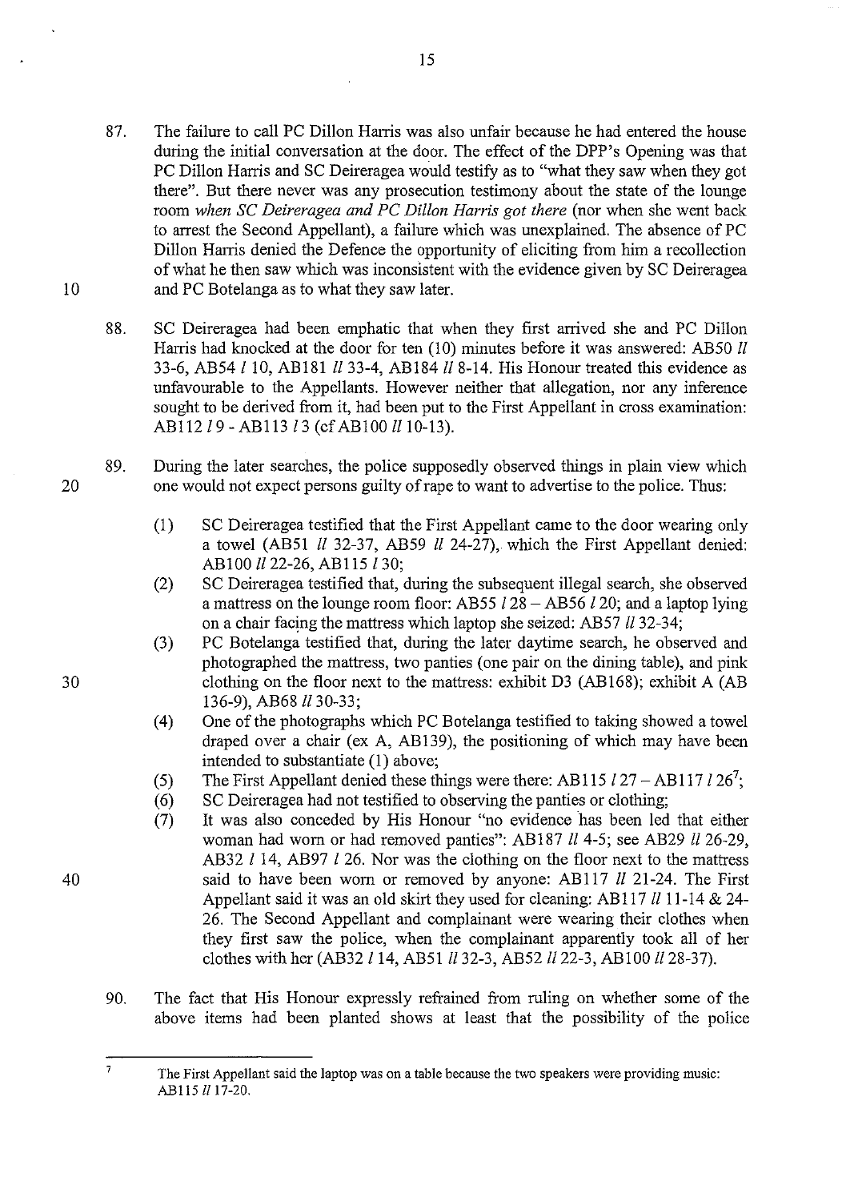87. The failure to call PC Dillon Harris was also unfair because he had entered the house during the initial conversation at the door. The effect of the DPP's Opening was that PC Dillon Harris and SC Deireragea would testify as to "what they saw when they got there". But there never was any prosecution testimony about the state of the lounge room *when SC Deireragea and PC Dillon Harris got there* (nor when she went back to arrest the Second Appellant), a failure which was unexplained. The absence of PC Dillon Harris denied the Defence the opportunity of eliciting from him a recollection of what he then saw which was inconsistent with the evidence given by SC Deireragea and PC Botelanga as to what they saw later.

88. SC Deireragea had been emphatic that when they first arrived she and PC Dillon Harris had knocked at the door for ten (10) minutes before it was answered: AB50 *ll* 33-6, AB54 *l* 10, AB181 *ll* 33-4, AB184 *ll* 8-14. His Honour treated this evidence as unfavourable to the Appellants. However neither that allegation, nor any inference sought to be derived from it, had been put to the First Appellant in cross examination: AB112 *l* 9 - AB113 *l* 3 (cf AB100 *ll* 10-13).

89. During the later searches, the police supposedly observed things in plain view which one would not expect persons guilty of rape to want to advertise to the police. Thus:

    (1) SC Deireragea testified that the First Appellant came to the door wearing only a towel (AB51 *ll* 32-37, AB59 *ll* 24-27), which the First Appellant denied: AB100 *ll* 22-26, AB115 *l* 30;

    (2) SC Deireragea testified that, during the subsequent illegal search, she observed a mattress on the lounge room floor: AB55 *l* 28 – AB56 *l* 20; and a laptop lying on a chair facing the mattress which laptop she seized: AB57 *ll* 32-34;

    (3) PC Botelanga testified that, during the later daytime search, he observed and photographed the mattress, two panties (one pair on the dining table), and pink clothing on the floor next to the mattress: exhibit D3 (AB168); exhibit A (AB 136-9), AB68 *ll* 30-33;

    (4) One of the photographs which PC Botelanga testified to taking showed a towel draped over a chair (ex A, AB139), the positioning of which may have been intended to substantiate (1) above;

    (5) The First Appellant denied these things were there: AB115 *l* 27 – AB117 *l* 26[7];

    (6) SC Deireragea had not testified to observing the panties or clothing;

    (7) It was also conceded by His Honour "no evidence has been led that either woman had worn or had removed panties": AB187 *ll* 4-5; see AB29 *ll* 26-29, AB32 *l* 14, AB97 *l* 26. Nor was the clothing on the floor next to the mattress said to have been worn or removed by anyone: AB117 *ll* 21-24. The First Appellant said it was an old skirt they used for cleaning: AB117 *ll* 11-14 & 24-26. The Second Appellant and complainant were wearing their clothes when they first saw the police, when the complainant apparently took all of her clothes with her (AB32 *l* 14, AB51 *ll* 32-3, AB52 *ll* 22-3, AB100 *ll* 28-37).

90. The fact that His Honour expressly refrained from ruling on whether some of the above items had been planted shows at least that the possibility of the police

---

[7] The First Appellant said the laptop was on a table because the two speakers were providing music: AB115 *ll* 17-20.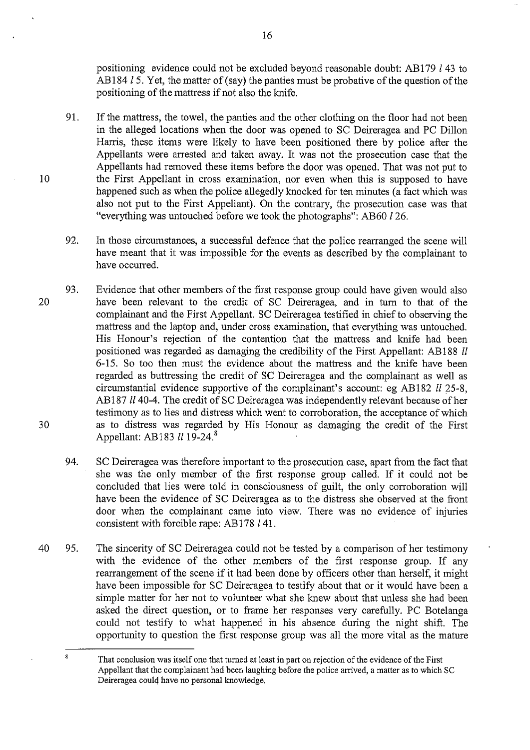positioning evidence could not be excluded beyond reasonable doubt: AB179 *l* 43 to AB184 *l* 5. Yet, the matter of (say) the panties must be probative of the question of the positioning of the mattress if not also the knife.

91. If the mattress, the towel, the panties and the other clothing on the floor had not been in the alleged locations when the door was opened to SC Deireragea and PC Dillon Harris, these items were likely to have been positioned there by police after the Appellants were arrested and taken away. It was not the prosecution case that the Appellants had removed these items before the door was opened. That was not put to the First Appellant in cross examination, nor even when this is supposed to have happened such as when the police allegedly knocked for ten minutes (a fact which was also not put to the First Appellant). On the contrary, the prosecution case was that "everything was untouched before we took the photographs": AB60 *l* 26.

92. In those circumstances, a successful defence that the police rearranged the scene will have meant that it was impossible for the events as described by the complainant to have occurred.

93. Evidence that other members of the first response group could have given would also have been relevant to the credit of SC Deireragea, and in turn to that of the complainant and the First Appellant. SC Deireragea testified in chief to observing the mattress and the laptop and, under cross examination, that everything was untouched. His Honour's rejection of the contention that the mattress and knife had been positioned was regarded as damaging the credibility of the First Appellant: AB188 *ll* 6-15. So too then must the evidence about the mattress and the knife have been regarded as buttressing the credit of SC Deireragea and the complainant as well as circumstantial evidence supportive of the complainant's account: eg AB182 *ll* 25-8, AB187 *ll* 40-4. The credit of SC Deireragea was independently relevant because of her testimony as to lies and distress which went to corroboration, the acceptance of which as to distress was regarded by His Honour as damaging the credit of the First Appellant: AB183 *ll* 19-24.[8]

94. SC Deireragea was therefore important to the prosecution case, apart from the fact that she was the only member of the first response group called. If it could not be concluded that lies were told in consciousness of guilt, the only corroboration will have been the evidence of SC Deireragea as to the distress she observed at the front door when the complainant came into view. There was no evidence of injuries consistent with forcible rape: AB178 *l* 41.

95. The sincerity of SC Deireragea could not be tested by a comparison of her testimony with the evidence of the other members of the first response group. If any rearrangement of the scene if it had been done by officers other than herself, it might have been impossible for SC Deireragea to testify about that or it would have been a simple matter for her not to volunteer what she knew about that unless she had been asked the direct question, or to frame her responses very carefully. PC Botelanga could not testify to what happened in his absence during the night shift. The opportunity to question the first response group was all the more vital as the mature

---

[8] That conclusion was itself one that turned at least in part on rejection of the evidence of the First Appellant that the complainant had been laughing before the police arrived, a matter as to which SC Deireragea could have no personal knowledge.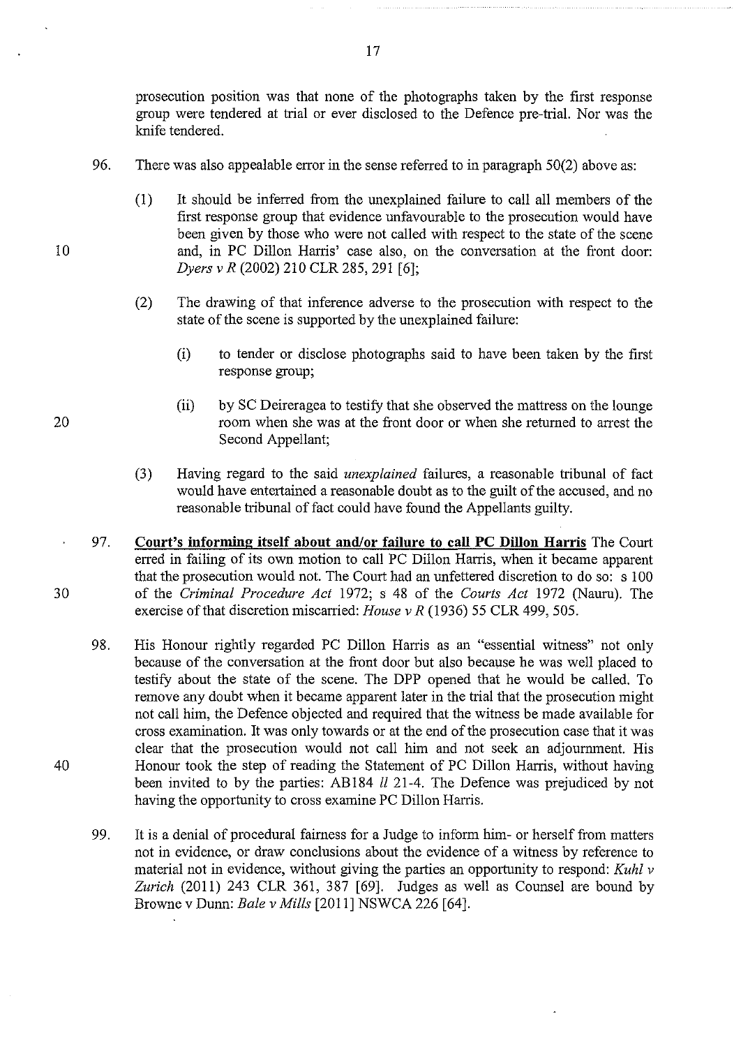prosecution position was that none of the photographs taken by the first response group were tendered at trial or ever disclosed to the Defence pre-trial. Nor was the knife tendered.

96. There was also appealable error in the sense referred to in paragraph 50(2) above as:

   (1) It should be inferred from the unexplained failure to call all members of the first response group that evidence unfavourable to the prosecution would have been given by those who were not called with respect to the state of the scene and, in PC Dillon Harris' case also, on the conversation at the front door: *Dyers v R* (2002) 210 CLR 285, 291 [6];

   (2) The drawing of that inference adverse to the prosecution with respect to the state of the scene is supported by the unexplained failure:

      (i) to tender or disclose photographs said to have been taken by the first response group;

      (ii) by SC Deireragea to testify that she observed the mattress on the lounge room when she was at the front door or when she returned to arrest the Second Appellant;

   (3) Having regard to the said *unexplained* failures, a reasonable tribunal of fact would have entertained a reasonable doubt as to the guilt of the accused, and no reasonable tribunal of fact could have found the Appellants guilty.

97. **Court's informing itself about and/or failure to call PC Dillon Harris** The Court erred in failing of its own motion to call PC Dillon Harris, when it became apparent that the prosecution would not. The Court had an unfettered discretion to do so: s 100 of the *Criminal Procedure Act* 1972; s 48 of the *Courts Act* 1972 (Nauru). The exercise of that discretion miscarried: *House v R* (1936) 55 CLR 499, 505.

98. His Honour rightly regarded PC Dillon Harris as an "essential witness" not only because of the conversation at the front door but also because he was well placed to testify about the state of the scene. The DPP opened that he would be called. To remove any doubt when it became apparent later in the trial that the prosecution might not call him, the Defence objected and required that the witness be made available for cross examination. It was only towards or at the end of the prosecution case that it was clear that the prosecution would not call him and not seek an adjournment. His Honour took the step of reading the Statement of PC Dillon Harris, without having been invited to by the parties: AB184 *ll* 21-4. The Defence was prejudiced by not having the opportunity to cross examine PC Dillon Harris.

99. It is a denial of procedural fairness for a Judge to inform him- or herself from matters not in evidence, or draw conclusions about the evidence of a witness by reference to material not in evidence, without giving the parties an opportunity to respond: *Kuhl v Zurich* (2011) 243 CLR 361, 387 [69]. Judges as well as Counsel are bound by Browne v Dunn: *Bale v Mills* [2011] NSWCA 226 [64].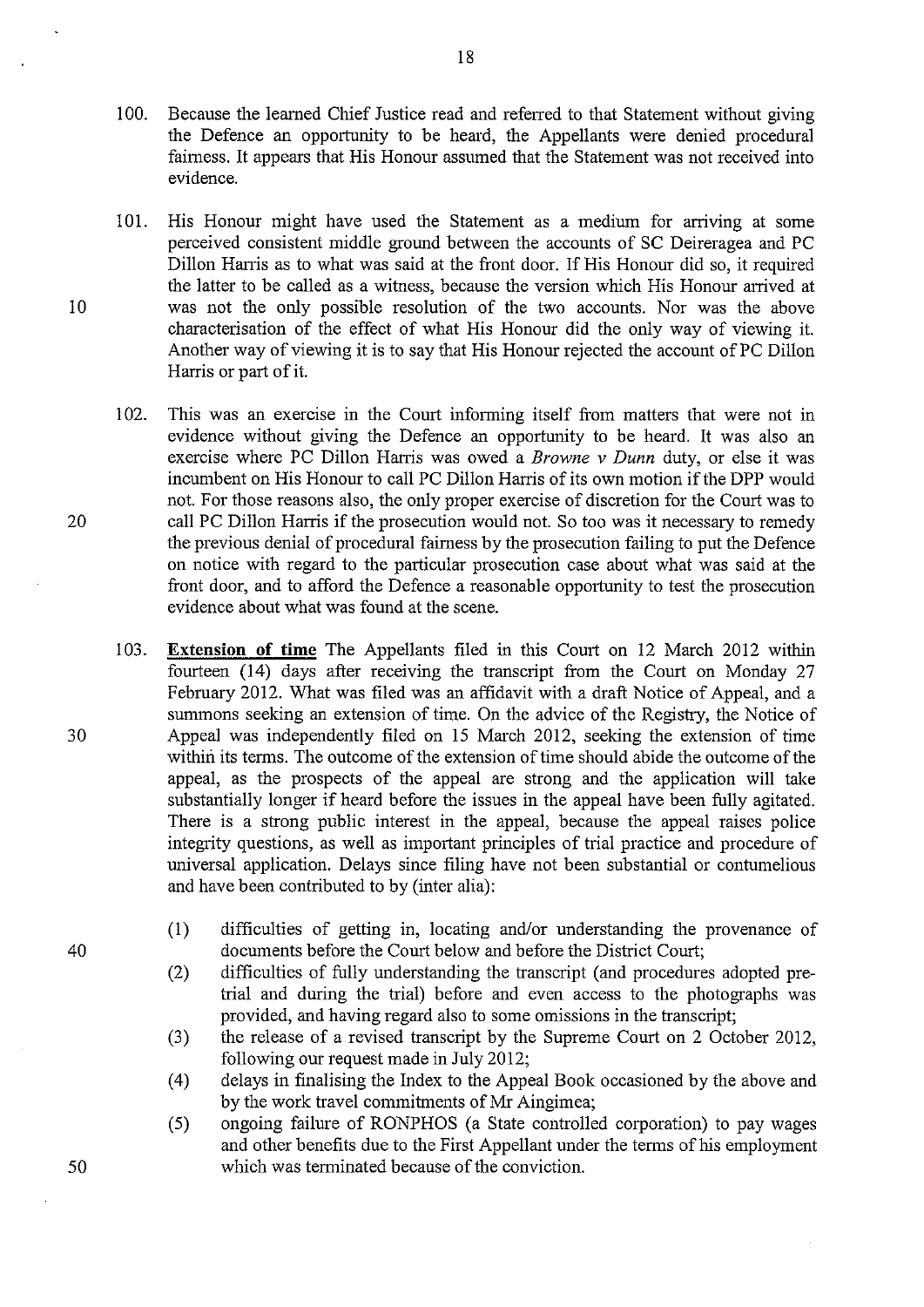100. Because the learned Chief Justice read and referred to that Statement without giving the Defence an opportunity to be heard, the Appellants were denied procedural fairness. It appears that His Honour assumed that the Statement was not received into evidence.

101. His Honour might have used the Statement as a medium for arriving at some perceived consistent middle ground between the accounts of SC Deireragea and PC Dillon Harris as to what was said at the front door. If His Honour did so, it required the latter to be called as a witness, because the version which His Honour arrived at was not the only possible resolution of the two accounts. Nor was the above characterisation of the effect of what His Honour did the only way of viewing it. Another way of viewing it is to say that His Honour rejected the account of PC Dillon Harris or part of it.

102. This was an exercise in the Court informing itself from matters that were not in evidence without giving the Defence an opportunity to be heard. It was also an exercise where PC Dillon Harris was owed a *Browne v Dunn* duty, or else it was incumbent on His Honour to call PC Dillon Harris of its own motion if the DPP would not. For those reasons also, the only proper exercise of discretion for the Court was to call PC Dillon Harris if the prosecution would not. So too was it necessary to remedy the previous denial of procedural fairness by the prosecution failing to put the Defence on notice with regard to the particular prosecution case about what was said at the front door, and to afford the Defence a reasonable opportunity to test the prosecution evidence about what was found at the scene.

103. **Extension of time** The Appellants filed in this Court on 12 March 2012 within fourteen (14) days after receiving the transcript from the Court on Monday 27 February 2012. What was filed was an affidavit with a draft Notice of Appeal, and a summons seeking an extension of time. On the advice of the Registry, the Notice of Appeal was independently filed on 15 March 2012, seeking the extension of time within its terms. The outcome of the extension of time should abide the outcome of the appeal, as the prospects of the appeal are strong and the application will take substantially longer if heard before the issues in the appeal have been fully agitated. There is a strong public interest in the appeal, because the appeal raises police integrity questions, as well as important principles of trial practice and procedure of universal application. Delays since filing have not been substantial or contumelious and have been contributed to by (inter alia):

    (1) difficulties of getting in, locating and/or understanding the provenance of documents before the Court below and before the District Court;
    (2) difficulties of fully understanding the transcript (and procedures adopted pre-trial and during the trial) before and even access to the photographs was provided, and having regard also to some omissions in the transcript;
    (3) the release of a revised transcript by the Supreme Court on 2 October 2012, following our request made in July 2012;
    (4) delays in finalising the Index to the Appeal Book occasioned by the above and by the work travel commitments of Mr Aingimea;
    (5) ongoing failure of RONPHOS (a State controlled corporation) to pay wages and other benefits due to the First Appellant under the terms of his employment which was terminated because of the conviction.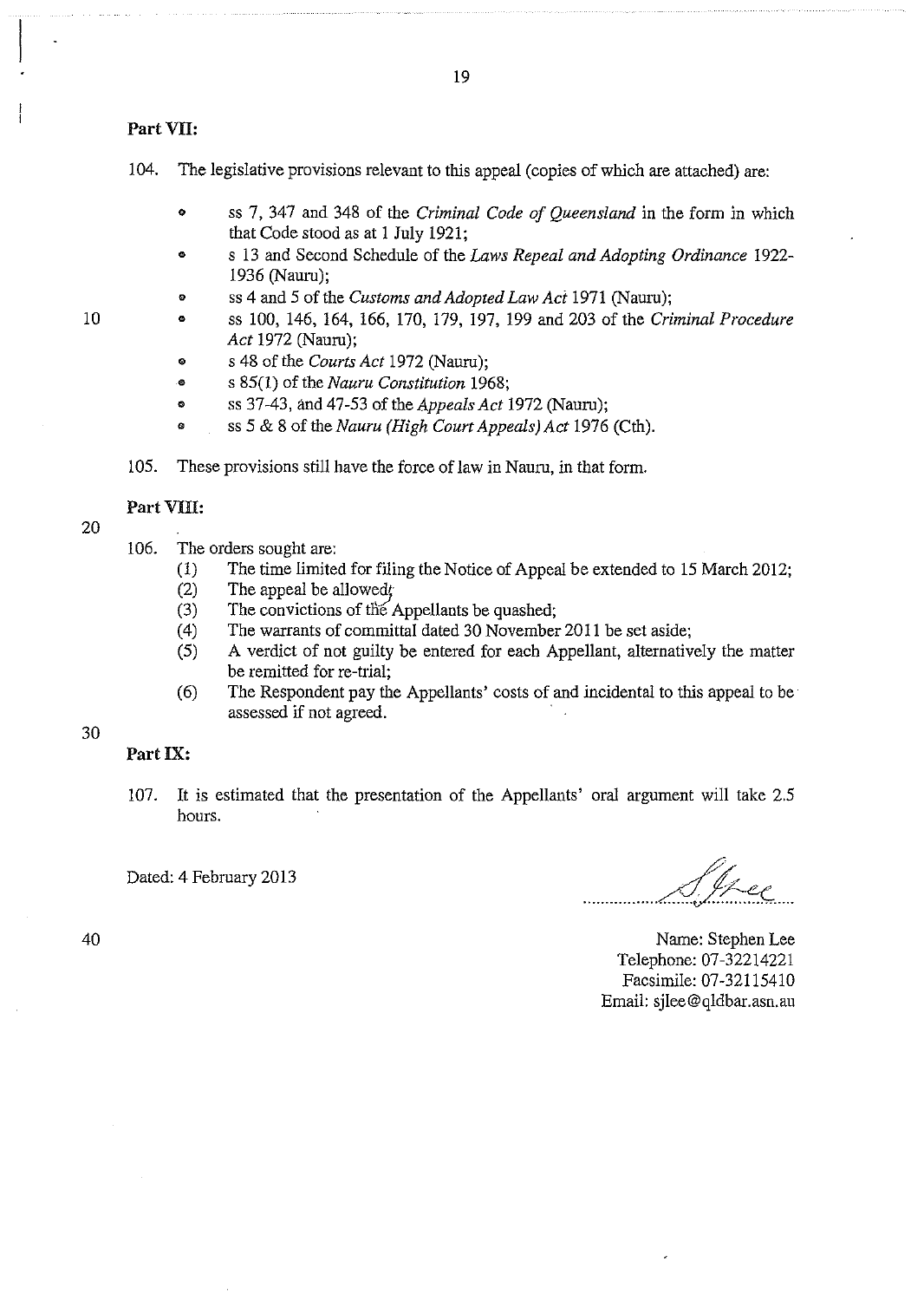**Part VII:**

104. The legislative provisions relevant to this appeal (copies of which are attached) are:

- ss 7, 347 and 348 of the *Criminal Code of Queensland* in the form in which that Code stood as at 1 July 1921;
- s 13 and Second Schedule of the *Laws Repeal and Adopting Ordinance* 1922-1936 (Nauru);
- ss 4 and 5 of the *Customs and Adopted Law Act* 1971 (Nauru);
- ss 100, 146, 164, 166, 170, 179, 197, 199 and 203 of the *Criminal Procedure Act* 1972 (Nauru);
- s 48 of the *Courts Act* 1972 (Nauru);
- s 85(1) of the *Nauru Constitution* 1968;
- ss 37-43, and 47-53 of the *Appeals Act* 1972 (Nauru);
- ss 5 & 8 of the *Nauru (High Court Appeals) Act* 1976 (Cth).

105. These provisions still have the force of law in Nauru, in that form.

**Part VIII:**

106. The orders sought are:
   (1) The time limited for filing the Notice of Appeal be extended to 15 March 2012;
   (2) The appeal be allowed;
   (3) The convictions of the Appellants be quashed;
   (4) The warrants of committal dated 30 November 2011 be set aside;
   (5) A verdict of not guilty be entered for each Appellant, alternatively the matter be remitted for re-trial;
   (6) The Respondent pay the Appellants' costs of and incidental to this appeal to be assessed if not agreed.

**Part IX:**

107. It is estimated that the presentation of the Appellants' oral argument will take 2.5 hours.

Dated: 4 February 2013

Name: Stephen Lee
Telephone: 07-32214221
Facsimile: 07-32115410
Email: sjlee@qldbar.asn.au